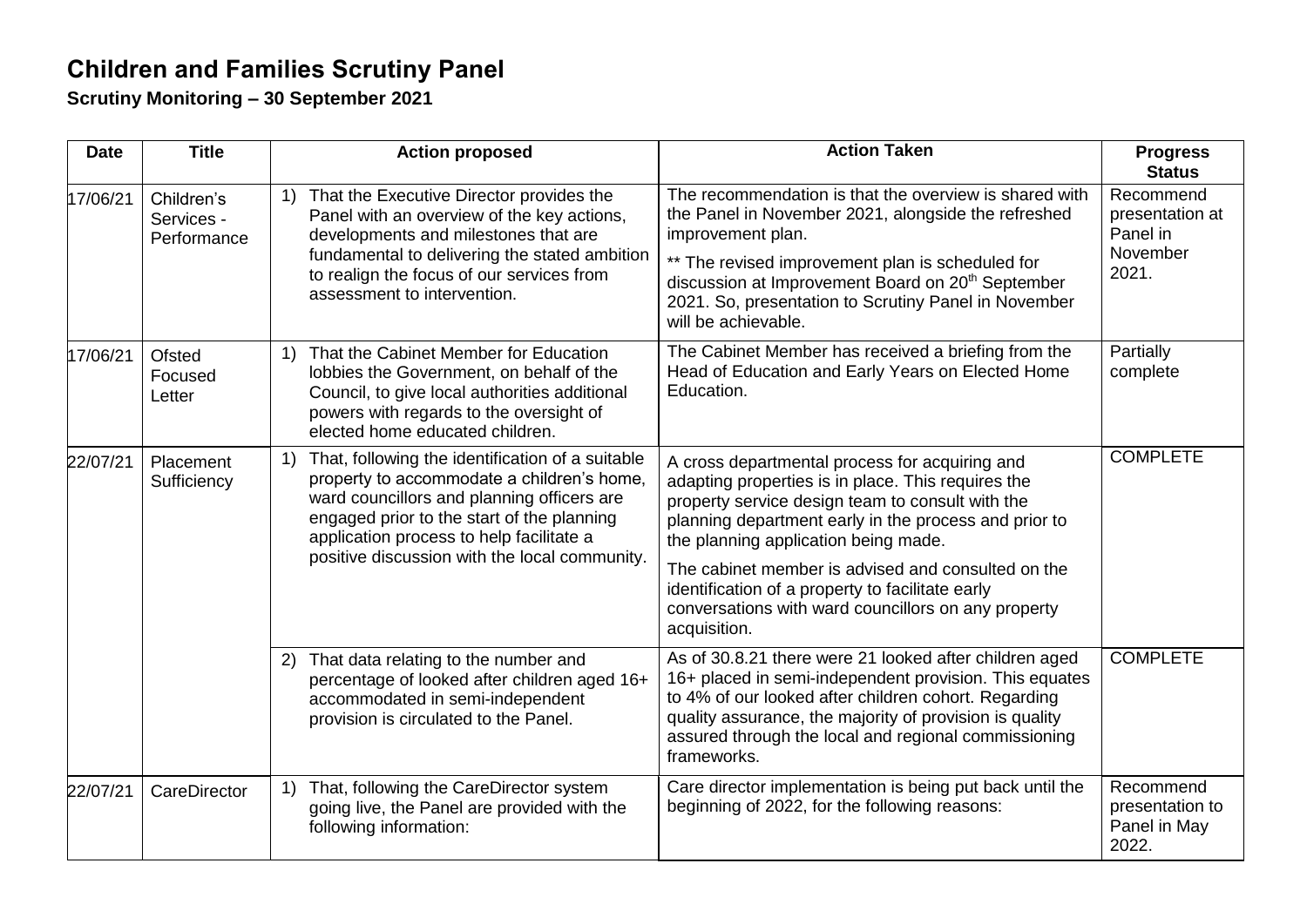# Children and Families Scrutiny Panel

**Scrutiny Monitoring – 30 September 2021**

| Date | Title | Action proposed | Action Taken | Progress Status |
|---|---|---|---|---|
| 17/06/21 | Children's Services - Performance | 1) That the Executive Director provides the Panel with an overview of the key actions, developments and milestones that are fundamental to delivering the stated ambition to realign the focus of our services from assessment to intervention. | The recommendation is that the overview is shared with the Panel in November 2021, alongside the refreshed improvement plan.<br><br>** The revised improvement plan is scheduled for discussion at Improvement Board on 20th September 2021. So, presentation to Scrutiny Panel in November will be achievable. | Recommend presentation at Panel in November 2021. |
| 17/06/21 | Ofsted Focused Letter | 1) That the Cabinet Member for Education lobbies the Government, on behalf of the Council, to give local authorities additional powers with regards to the oversight of elected home educated children. | The Cabinet Member has received a briefing from the Head of Education and Early Years on Elected Home Education. | Partially complete |
| 22/07/21 | Placement Sufficiency | 1) That, following the identification of a suitable property to accommodate a children's home, ward councillors and planning officers are engaged prior to the start of the planning application process to help facilitate a positive discussion with the local community. | A cross departmental process for acquiring and adapting properties is in place. This requires the property service design team to consult with the planning department early in the process and prior to the planning application being made.<br><br>The cabinet member is advised and consulted on the identification of a property to facilitate early conversations with ward councillors on any property acquisition. | COMPLETE |
| | | 2) That data relating to the number and percentage of looked after children aged 16+ accommodated in semi-independent provision is circulated to the Panel. | As of 30.8.21 there were 21 looked after children aged 16+ placed in semi-independent provision. This equates to 4% of our looked after children cohort. Regarding quality assurance, the majority of provision is quality assured through the local and regional commissioning frameworks. | COMPLETE |
| 22/07/21 | CareDirector | 1) That, following the CareDirector system going live, the Panel are provided with the following information: | Care director implementation is being put back until the beginning of 2022, for the following reasons: | Recommend presentation to Panel in May 2022. |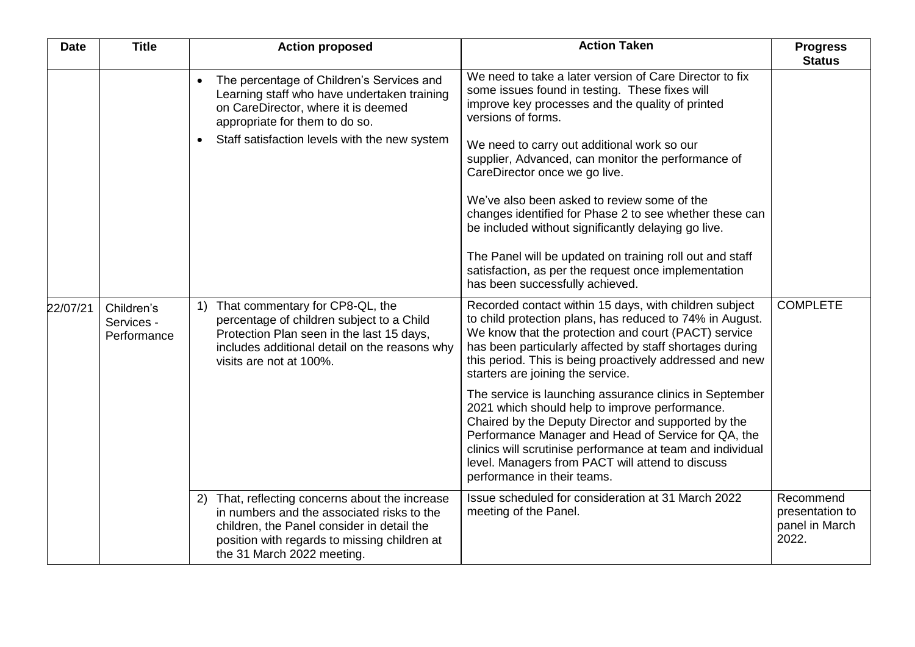| Date | Title | Action proposed | Action Taken | Progress Status |
|---|---|---|---|---|
| | | • The percentage of Children's Services and Learning staff who have undertaken training on CareDirector, where it is deemed appropriate for them to do so.<br>• Staff satisfaction levels with the new system | We need to take a later version of Care Director to fix some issues found in testing. These fixes will improve key processes and the quality of printed versions of forms.<br><br>We need to carry out additional work so our supplier, Advanced, can monitor the performance of CareDirector once we go live.<br><br>We've also been asked to review some of the changes identified for Phase 2 to see whether these can be included without significantly delaying go live.<br><br>The Panel will be updated on training roll out and staff satisfaction, as per the request once implementation has been successfully achieved. | |
| 22/07/21 | Children's Services - Performance | 1) That commentary for CP8-QL, the percentage of children subject to a Child Protection Plan seen in the last 15 days, includes additional detail on the reasons why visits are not at 100%. | Recorded contact within 15 days, with children subject to child protection plans, has reduced to 74% in August. We know that the protection and court (PACT) service has been particularly affected by staff shortages during this period. This is being proactively addressed and new starters are joining the service.<br><br>The service is launching assurance clinics in September 2021 which should help to improve performance. Chaired by the Deputy Director and supported by the Performance Manager and Head of Service for QA, the clinics will scrutinise performance at team and individual level. Managers from PACT will attend to discuss performance in their teams. | COMPLETE |
| | | 2) That, reflecting concerns about the increase in numbers and the associated risks to the children, the Panel consider in detail the position with regards to missing children at the 31 March 2022 meeting. | Issue scheduled for consideration at 31 March 2022 meeting of the Panel. | Recommend presentation to panel in March 2022. |